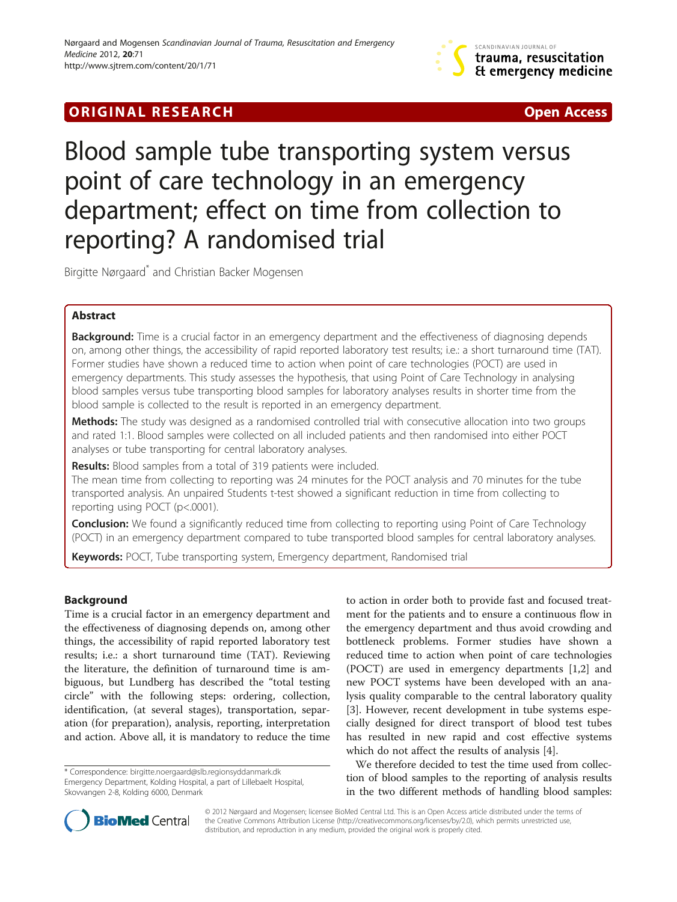ORIGINAL RESEARCH Open Access

# Blood sample tube transporting system versus point of care technology in an emergency department; effect on time from collection to reporting? A randomised trial

Birgitte Nørgaard* and Christian Backer Mogensen

## Abstract

**Background:** Time is a crucial factor in an emergency department and the effectiveness of diagnosing depends on, among other things, the accessibility of rapid reported laboratory test results; i.e.: a short turnaround time (TAT). Former studies have shown a reduced time to action when point of care technologies (POCT) are used in emergency departments. This study assesses the hypothesis, that using Point of Care Technology in analysing blood samples versus tube transporting blood samples for laboratory analyses results in shorter time from the blood sample is collected to the result is reported in an emergency department.

**Methods:** The study was designed as a randomised controlled trial with consecutive allocation into two groups and rated 1:1. Blood samples were collected on all included patients and then randomised into either POCT analyses or tube transporting for central laboratory analyses.

**Results:** Blood samples from a total of 319 patients were included.
The mean time from collecting to reporting was 24 minutes for the POCT analysis and 70 minutes for the tube transported analysis. An unpaired Students t-test showed a significant reduction in time from collecting to reporting using POCT ($p<.0001$).

**Conclusion:** We found a significantly reduced time from collecting to reporting using Point of Care Technology (POCT) in an emergency department compared to tube transported blood samples for central laboratory analyses.

**Keywords:** POCT, Tube transporting system, Emergency department, Randomised trial

## Background

Time is a crucial factor in an emergency department and the effectiveness of diagnosing depends on, among other things, the accessibility of rapid reported laboratory test results; i.e.: a short turnaround time (TAT). Reviewing the literature, the definition of turnaround time is ambiguous, but Lundberg has described the "total testing circle" with the following steps: ordering, collection, identification, (at several stages), transportation, separation (for preparation), analysis, reporting, interpretation and action. Above all, it is mandatory to reduce the time to action in order both to provide fast and focused treatment for the patients and to ensure a continuous flow in the emergency department and thus avoid crowding and bottleneck problems. Former studies have shown a reduced time to action when point of care technologies (POCT) are used in emergency departments [1,2] and new POCT systems have been developed with an analysis quality comparable to the central laboratory quality [3]. However, recent development in tube systems especially designed for direct transport of blood test tubes has resulted in new rapid and cost effective systems which do not affect the results of analysis [4].

We therefore decided to test the time used from collection of blood samples to the reporting of analysis results in the two different methods of handling blood samples:

\* Correspondence: birgitte.noergaard@slb.regionsyddanmark.dk
Emergency Department, Kolding Hospital, a part of Lillebaelt Hospital, Skovvangen 2-8, Kolding 6000, Denmark

© 2012 Nørgaard and Mogensen; licensee BioMed Central Ltd. This is an Open Access article distributed under the terms of the Creative Commons Attribution License (http://creativecommons.org/licenses/by/2.0), which permits unrestricted use, distribution, and reproduction in any medium, provided the original work is properly cited.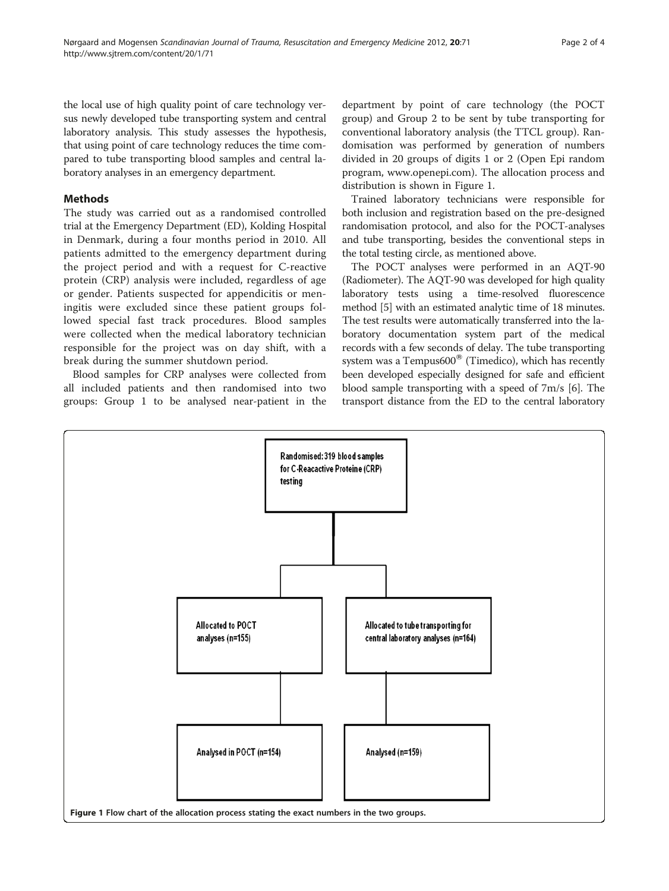the local use of high quality point of care technology versus newly developed tube transporting system and central laboratory analysis. This study assesses the hypothesis, that using point of care technology reduces the time compared to tube transporting blood samples and central laboratory analyses in an emergency department.

## Methods

The study was carried out as a randomised controlled trial at the Emergency Department (ED), Kolding Hospital in Denmark, during a four months period in 2010. All patients admitted to the emergency department during the project period and with a request for C-reactive protein (CRP) analysis were included, regardless of age or gender. Patients suspected for appendicitis or meningitis were excluded since these patient groups followed special fast track procedures. Blood samples were collected when the medical laboratory technician responsible for the project was on day shift, with a break during the summer shutdown period.

Blood samples for CRP analyses were collected from all included patients and then randomised into two groups: Group 1 to be analysed near-patient in the department by point of care technology (the POCT group) and Group 2 to be sent by tube transporting for conventional laboratory analysis (the TTCL group). Randomisation was performed by generation of numbers divided in 20 groups of digits 1 or 2 (Open Epi random program, www.openepi.com). The allocation process and distribution is shown in Figure 1.

Trained laboratory technicians were responsible for both inclusion and registration based on the pre-designed randomisation protocol, and also for the POCT-analyses and tube transporting, besides the conventional steps in the total testing circle, as mentioned above.

The POCT analyses were performed in an AQT-90 (Radiometer). The AQT-90 was developed for high quality laboratory tests using a time-resolved fluorescence method [5] with an estimated analytic time of 18 minutes. The test results were automatically transferred into the laboratory documentation system part of the medical records with a few seconds of delay. The tube transporting system was a Tempus600® (Timedico), which has recently been developed especially designed for safe and efficient blood sample transporting with a speed of 7m/s [6]. The transport distance from the ED to the central laboratory

Randomised: 319 blood samples for C-Reacactive Proteine (CRP) testing

Allocated to POCT analyses (n=155)

Allocated to tube transporting for central laboratory analyses (n=164)

Analysed in POCT (n=154)

Analysed (n=159)

**Figure 1** Flow chart of the allocation process stating the exact numbers in the two groups.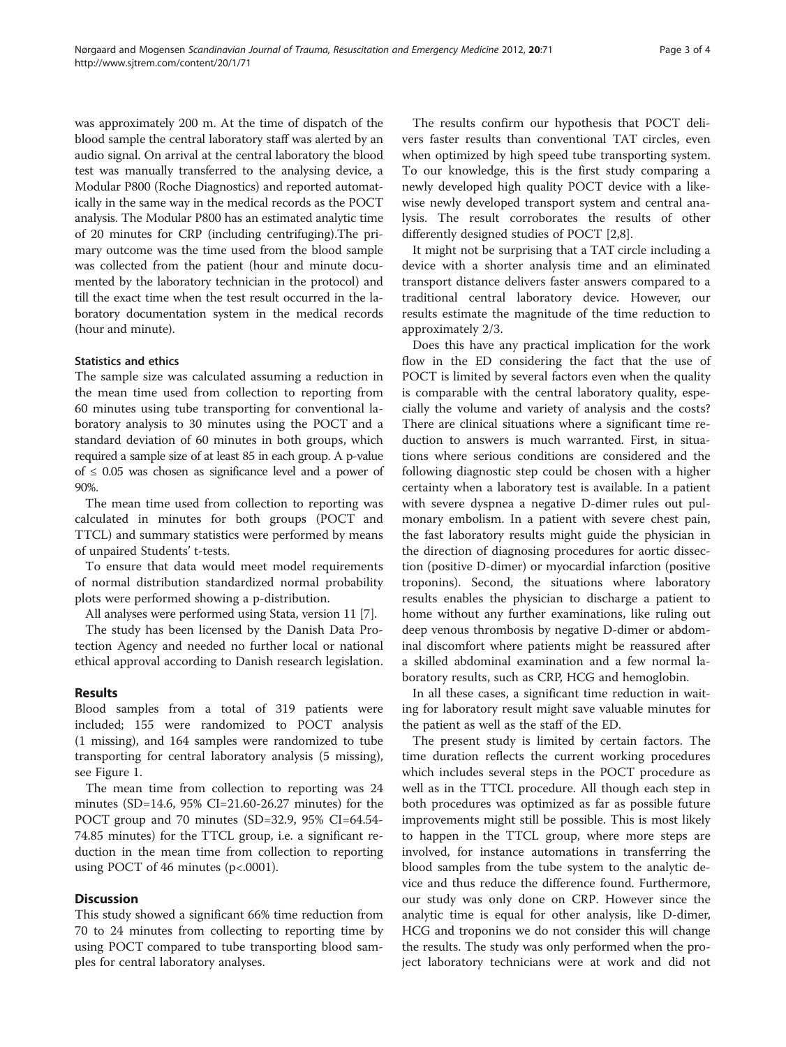was approximately 200 m. At the time of dispatch of the blood sample the central laboratory staff was alerted by an audio signal. On arrival at the central laboratory the blood test was manually transferred to the analysing device, a Modular P800 (Roche Diagnostics) and reported automatically in the same way in the medical records as the POCT analysis. The Modular P800 has an estimated analytic time of 20 minutes for CRP (including centrifuging).The primary outcome was the time used from the blood sample was collected from the patient (hour and minute documented by the laboratory technician in the protocol) and till the exact time when the test result occurred in the laboratory documentation system in the medical records (hour and minute).

### Statistics and ethics

The sample size was calculated assuming a reduction in the mean time used from collection to reporting from 60 minutes using tube transporting for conventional laboratory analysis to 30 minutes using the POCT and a standard deviation of 60 minutes in both groups, which required a sample size of at least 85 in each group. A p-value of ≤ 0.05 was chosen as significance level and a power of 90%.

The mean time used from collection to reporting was calculated in minutes for both groups (POCT and TTCL) and summary statistics were performed by means of unpaired Students' t-tests.

To ensure that data would meet model requirements of normal distribution standardized normal probability plots were performed showing a p-distribution.

All analyses were performed using Stata, version 11 [7].

The study has been licensed by the Danish Data Protection Agency and needed no further local or national ethical approval according to Danish research legislation.

## Results

Blood samples from a total of 319 patients were included; 155 were randomized to POCT analysis (1 missing), and 164 samples were randomized to tube transporting for central laboratory analysis (5 missing), see Figure 1.

The mean time from collection to reporting was 24 minutes (SD=14.6, 95% CI=21.60-26.27 minutes) for the POCT group and 70 minutes (SD=32.9, 95% CI=64.54-74.85 minutes) for the TTCL group, i.e. a significant reduction in the mean time from collection to reporting using POCT of 46 minutes (p<.0001).

## Discussion

This study showed a significant 66% time reduction from 70 to 24 minutes from collecting to reporting time by using POCT compared to tube transporting blood samples for central laboratory analyses.

The results confirm our hypothesis that POCT delivers faster results than conventional TAT circles, even when optimized by high speed tube transporting system. To our knowledge, this is the first study comparing a newly developed high quality POCT device with a likewise newly developed transport system and central analysis. The result corroborates the results of other differently designed studies of POCT [2,8].

It might not be surprising that a TAT circle including a device with a shorter analysis time and an eliminated transport distance delivers faster answers compared to a traditional central laboratory device. However, our results estimate the magnitude of the time reduction to approximately 2/3.

Does this have any practical implication for the work flow in the ED considering the fact that the use of POCT is limited by several factors even when the quality is comparable with the central laboratory quality, especially the volume and variety of analysis and the costs? There are clinical situations where a significant time reduction to answers is much warranted. First, in situations where serious conditions are considered and the following diagnostic step could be chosen with a higher certainty when a laboratory test is available. In a patient with severe dyspnea a negative D-dimer rules out pulmonary embolism. In a patient with severe chest pain, the fast laboratory results might guide the physician in the direction of diagnosing procedures for aortic dissection (positive D-dimer) or myocardial infarction (positive troponins). Second, the situations where laboratory results enables the physician to discharge a patient to home without any further examinations, like ruling out deep venous thrombosis by negative D-dimer or abdominal discomfort where patients might be reassured after a skilled abdominal examination and a few normal laboratory results, such as CRP, HCG and hemoglobin.

In all these cases, a significant time reduction in waiting for laboratory result might save valuable minutes for the patient as well as the staff of the ED.

The present study is limited by certain factors. The time duration reflects the current working procedures which includes several steps in the POCT procedure as well as in the TTCL procedure. All though each step in both procedures was optimized as far as possible future improvements might still be possible. This is most likely to happen in the TTCL group, where more steps are involved, for instance automations in transferring the blood samples from the tube system to the analytic device and thus reduce the difference found. Furthermore, our study was only done on CRP. However since the analytic time is equal for other analysis, like D-dimer, HCG and troponins we do not consider this will change the results. The study was only performed when the project laboratory technicians were at work and did not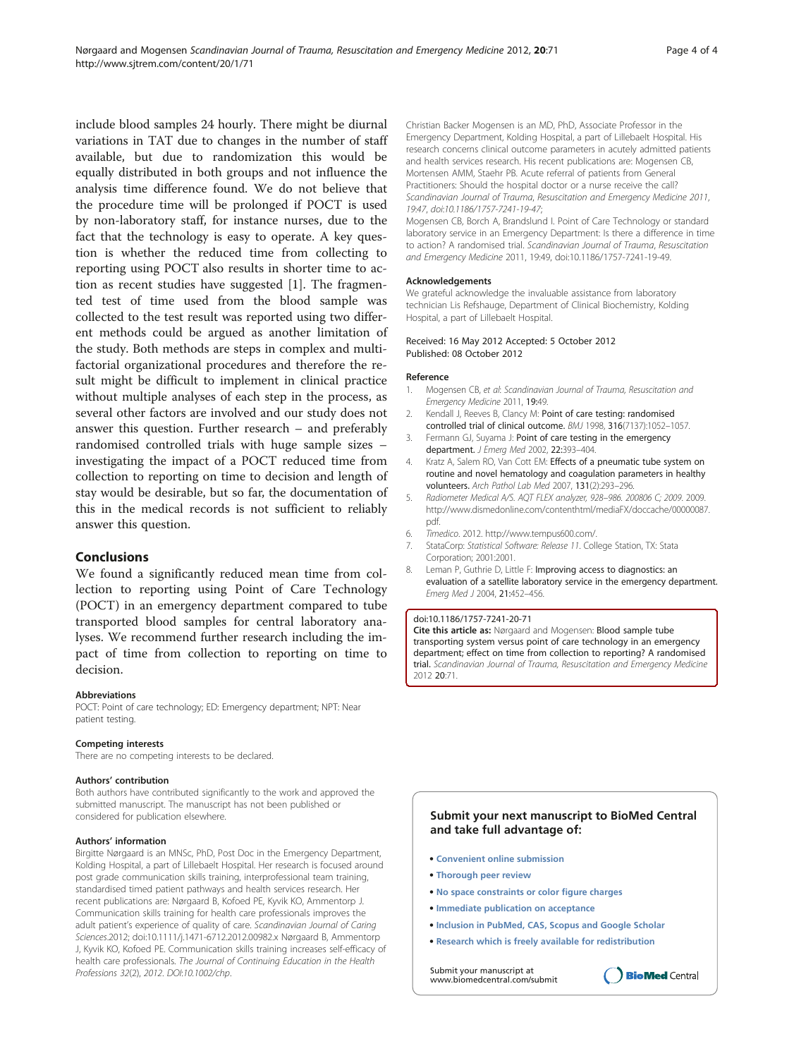include blood samples 24 hourly. There might be diurnal variations in TAT due to changes in the number of staff available, but due to randomization this would be equally distributed in both groups and not influence the analysis time difference found. We do not believe that the procedure time will be prolonged if POCT is used by non-laboratory staff, for instance nurses, due to the fact that the technology is easy to operate. A key question is whether the reduced time from collecting to reporting using POCT also results in shorter time to action as recent studies have suggested [1]. The fragmented test of time used from the blood sample was collected to the test result was reported using two different methods could be argued as another limitation of the study. Both methods are steps in complex and multifactorial organizational procedures and therefore the result might be difficult to implement in clinical practice without multiple analyses of each step in the process, as several other factors are involved and our study does not answer this question. Further research – and preferably randomised controlled trials with huge sample sizes – investigating the impact of a POCT reduced time from collection to reporting on time to decision and length of stay would be desirable, but so far, the documentation of this in the medical records is not sufficient to reliably answer this question.

## Conclusions

We found a significantly reduced mean time from collection to reporting using Point of Care Technology (POCT) in an emergency department compared to tube transported blood samples for central laboratory analyses. We recommend further research including the impact of time from collection to reporting on time to decision.

#### Abbreviations

POCT: Point of care technology; ED: Emergency department; NPT: Near patient testing.

#### Competing interests

There are no competing interests to be declared.

#### Authors' contribution

Both authors have contributed significantly to the work and approved the submitted manuscript. The manuscript has not been published or considered for publication elsewhere.

#### Authors' information

Birgitte Nørgaard is an MNSc, PhD, Post Doc in the Emergency Department, Kolding Hospital, a part of Lillebaelt Hospital. Her research is focused around post grade communication skills training, interprofessional team training, standardised timed patient pathways and health services research. Her recent publications are: Nørgaard B, Kofoed PE, Kyvik KO, Ammentorp J. Communication skills training for health care professionals improves the adult patient's experience of quality of care. *Scandinavian Journal of Caring Sciences*.2012; doi:10.1111/j.1471-6712.2012.00982.x Nørgaard B, Ammentorp J, Kyvik KO, Kofoed PE. Communication skills training increases self-efficacy of health care professionals. *The Journal of Continuing Education in the Health Professions 32*(2), *2012. DOI:10.1002/chp.*

Christian Backer Mogensen is an MD, PhD, Associate Professor in the Emergency Department, Kolding Hospital, a part of Lillebaelt Hospital. His research concerns clinical outcome parameters in acutely admitted patients and health services research. His recent publications are: Mogensen CB, Mortensen AMM, Staehr PB. Acute referral of patients from General Practitioners: Should the hospital doctor or a nurse receive the call? *Scandinavian Journal of Trauma, Resuscitation and Emergency Medicine 2011, 19:47, doi:10.1186/1757-7241-19-47*;

Mogensen CB, Borch A, Brandslund I. Point of Care Technology or standard laboratory service in an Emergency Department: Is there a difference in time to action? A randomised trial. *Scandinavian Journal of Trauma, Resuscitation and Emergency Medicine* 2011, 19:49, doi:10.1186/1757-7241-19-49.

#### Acknowledgements

We grateful acknowledge the invaluable assistance from laboratory technician Lis Refshauge, Department of Clinical Biochemistry, Kolding Hospital, a part of Lillebaelt Hospital.

Received: 16 May 2012 Accepted: 5 October 2012
Published: 08 October 2012

#### Reference

1. Mogensen CB, *et al*: *Scandinavian Journal of Trauma, Resuscitation and Emergency Medicine* 2011, 19:49.
2. Kendall J, Reeves B, Clancy M: **Point of care testing: randomised controlled trial of clinical outcome.** *BMJ* 1998, **316**(7137):1052–1057.
3. Fermann GJ, Suyama J: **Point of care testing in the emergency department.** *J Emerg Med* 2002, **22**:393–404.
4. Kratz A, Salem RO, Van Cott EM: **Effects of a pneumatic tube system on routine and novel hematology and coagulation parameters in healthy volunteers.** *Arch Pathol Lab Med* 2007, **131**(2):293–296.
5. *Radiometer Medical A/S. AQT FLEX analyzer, 928–986. 200806 C; 2009*. 2009. http://www.dismedonline.com/contenthtml/mediaFX/doccache/00000087.pdf.
6. *Timedico*. 2012. http://www.tempus600.com/.
7. StataCorp: *Statistical Software: Release 11*. College Station, TX: Stata Corporation; 2001:2001.
8. Leman P, Guthrie D, Little F: **Improving access to diagnostics: an evaluation of a satellite laboratory service in the emergency department.** *Emerg Med J* 2004, **21**:452–456.

doi:10.1186/1757-7241-20-71

**Cite this article as:** Nørgaard and Mogensen: **Blood sample tube transporting system versus point of care technology in an emergency department; effect on time from collection to reporting? A randomised trial.** *Scandinavian Journal of Trauma, Resuscitation and Emergency Medicine* 2012 **20**:71.

**Submit your next manuscript to BioMed Central and take full advantage of:**

- **Convenient online submission**
- **Thorough peer review**
- **No space constraints or color figure charges**
- **Immediate publication on acceptance**
- **Inclusion in PubMed, CAS, Scopus and Google Scholar**
- **Research which is freely available for redistribution**

Submit your manuscript at
www.biomedcentral.com/submit

BioMed Central